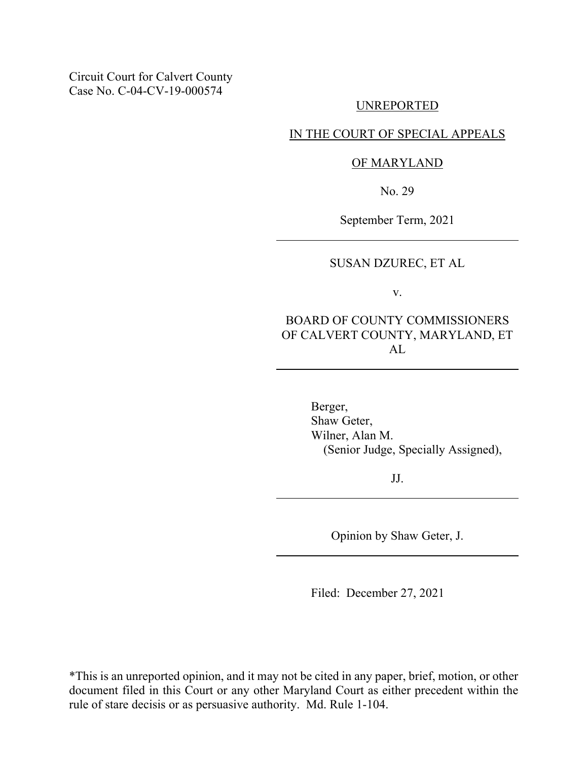Circuit Court for Calvert County
Case No. C-04-CV-19-000574

UNREPORTED

IN THE COURT OF SPECIAL APPEALS

OF MARYLAND

No. 29

September Term, 2021

---

SUSAN DZUREC, ET AL

v.

BOARD OF COUNTY COMMISSIONERS OF CALVERT COUNTY, MARYLAND, ET AL

---

Berger,
Shaw Geter,
Wilner, Alan M.
(Senior Judge, Specially Assigned),

JJ.

---

Opinion by Shaw Geter, J.

---

Filed: December 27, 2021

*This is an unreported opinion, and it may not be cited in any paper, brief, motion, or other document filed in this Court or any other Maryland Court as either precedent within the rule of stare decisis or as persuasive authority. Md. Rule 1-104.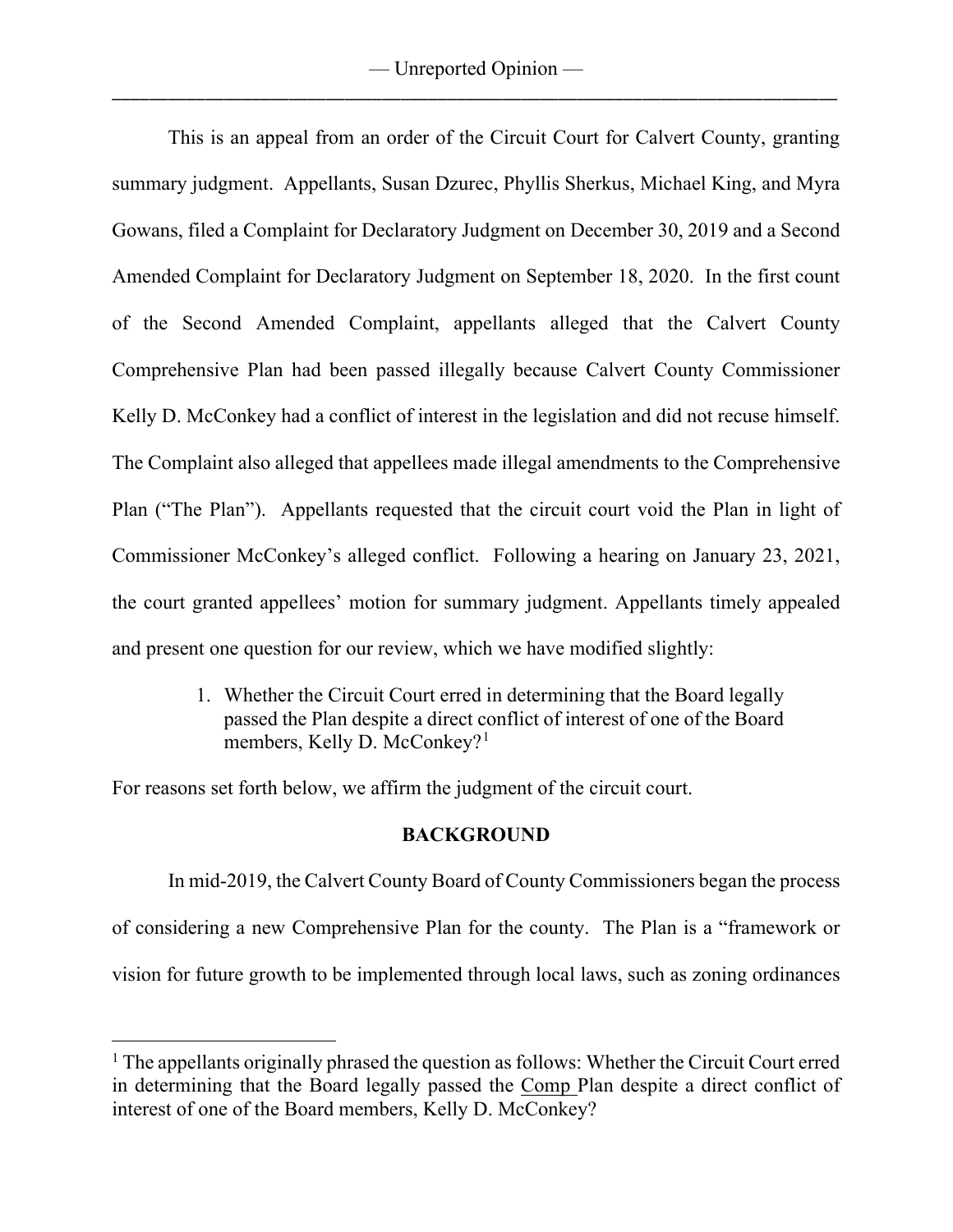This is an appeal from an order of the Circuit Court for Calvert County, granting summary judgment. Appellants, Susan Dzurec, Phyllis Sherkus, Michael King, and Myra Gowans, filed a Complaint for Declaratory Judgment on December 30, 2019 and a Second Amended Complaint for Declaratory Judgment on September 18, 2020. In the first count of the Second Amended Complaint, appellants alleged that the Calvert County Comprehensive Plan had been passed illegally because Calvert County Commissioner Kelly D. McConkey had a conflict of interest in the legislation and did not recuse himself. The Complaint also alleged that appellees made illegal amendments to the Comprehensive Plan ("The Plan"). Appellants requested that the circuit court void the Plan in light of Commissioner McConkey's alleged conflict. Following a hearing on January 23, 2021, the court granted appellees' motion for summary judgment. Appellants timely appealed and present one question for our review, which we have modified slightly:

> 1. Whether the Circuit Court erred in determining that the Board legally passed the Plan despite a direct conflict of interest of one of the Board members, Kelly D. McConkey?[1]

For reasons set forth below, we affirm the judgment of the circuit court.

## BACKGROUND

In mid-2019, the Calvert County Board of County Commissioners began the process of considering a new Comprehensive Plan for the county. The Plan is a "framework or vision for future growth to be implemented through local laws, such as zoning ordinances

---

[1] The appellants originally phrased the question as follows: Whether the Circuit Court erred in determining that the Board legally passed the Comp Plan despite a direct conflict of interest of one of the Board members, Kelly D. McConkey?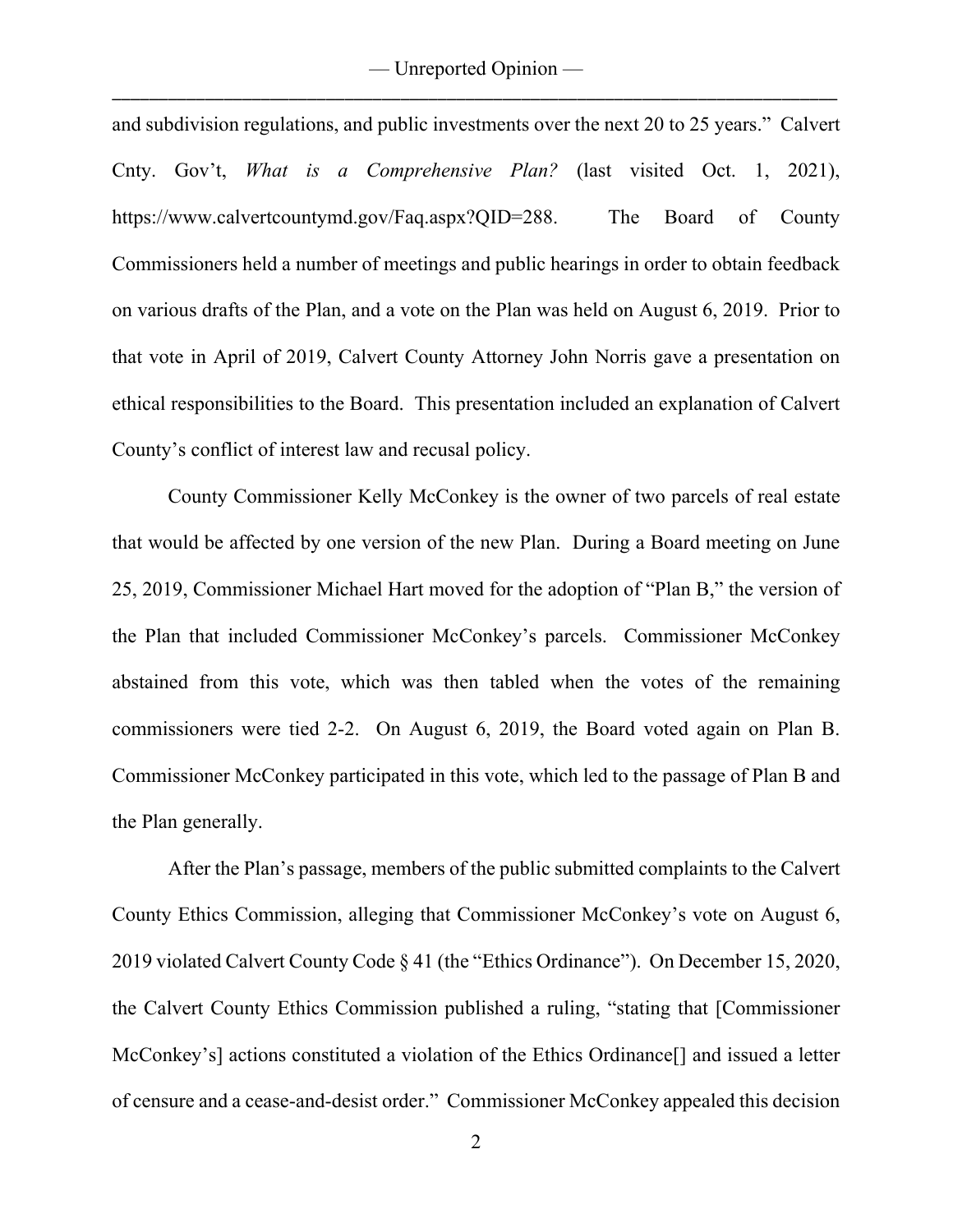and subdivision regulations, and public investments over the next 20 to 25 years." Calvert Cnty. Gov't, *What is a Comprehensive Plan?* (last visited Oct. 1, 2021), https://www.calvertcountymd.gov/Faq.aspx?QID=288. The Board of County Commissioners held a number of meetings and public hearings in order to obtain feedback on various drafts of the Plan, and a vote on the Plan was held on August 6, 2019. Prior to that vote in April of 2019, Calvert County Attorney John Norris gave a presentation on ethical responsibilities to the Board. This presentation included an explanation of Calvert County's conflict of interest law and recusal policy.

County Commissioner Kelly McConkey is the owner of two parcels of real estate that would be affected by one version of the new Plan. During a Board meeting on June 25, 2019, Commissioner Michael Hart moved for the adoption of "Plan B," the version of the Plan that included Commissioner McConkey's parcels. Commissioner McConkey abstained from this vote, which was then tabled when the votes of the remaining commissioners were tied 2-2. On August 6, 2019, the Board voted again on Plan B. Commissioner McConkey participated in this vote, which led to the passage of Plan B and the Plan generally.

After the Plan's passage, members of the public submitted complaints to the Calvert County Ethics Commission, alleging that Commissioner McConkey's vote on August 6, 2019 violated Calvert County Code § 41 (the "Ethics Ordinance"). On December 15, 2020, the Calvert County Ethics Commission published a ruling, "stating that [Commissioner McConkey's] actions constituted a violation of the Ethics Ordinance[] and issued a letter of censure and a cease-and-desist order." Commissioner McConkey appealed this decision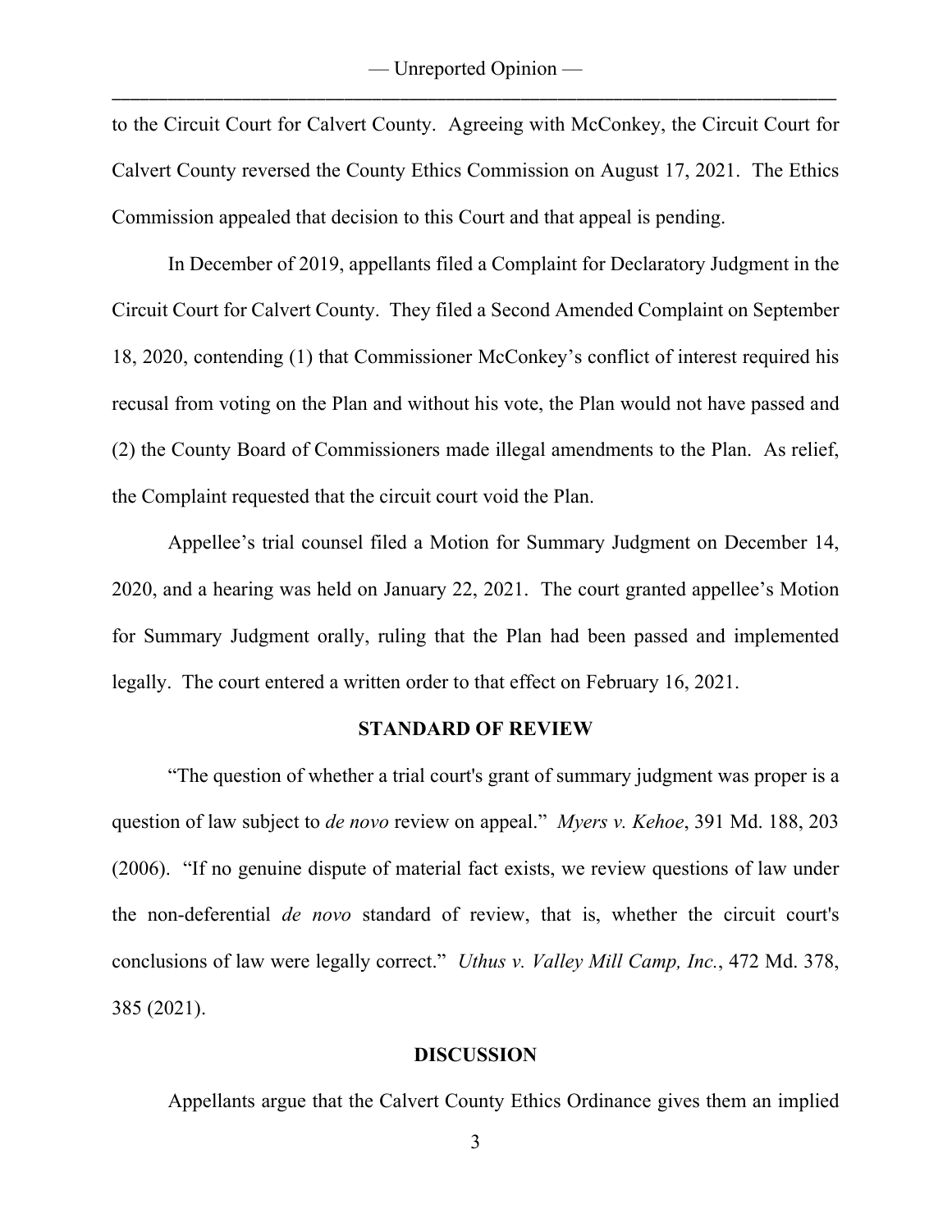to the Circuit Court for Calvert County. Agreeing with McConkey, the Circuit Court for Calvert County reversed the County Ethics Commission on August 17, 2021. The Ethics Commission appealed that decision to this Court and that appeal is pending.

In December of 2019, appellants filed a Complaint for Declaratory Judgment in the Circuit Court for Calvert County. They filed a Second Amended Complaint on September 18, 2020, contending (1) that Commissioner McConkey's conflict of interest required his recusal from voting on the Plan and without his vote, the Plan would not have passed and (2) the County Board of Commissioners made illegal amendments to the Plan. As relief, the Complaint requested that the circuit court void the Plan.

Appellee's trial counsel filed a Motion for Summary Judgment on December 14, 2020, and a hearing was held on January 22, 2021. The court granted appellee's Motion for Summary Judgment orally, ruling that the Plan had been passed and implemented legally. The court entered a written order to that effect on February 16, 2021.

## STANDARD OF REVIEW

"The question of whether a trial court's grant of summary judgment was proper is a question of law subject to *de novo* review on appeal." *Myers v. Kehoe*, 391 Md. 188, 203 (2006). "If no genuine dispute of material fact exists, we review questions of law under the non-deferential *de novo* standard of review, that is, whether the circuit court's conclusions of law were legally correct." *Uthus v. Valley Mill Camp, Inc.*, 472 Md. 378, 385 (2021).

## DISCUSSION

Appellants argue that the Calvert County Ethics Ordinance gives them an implied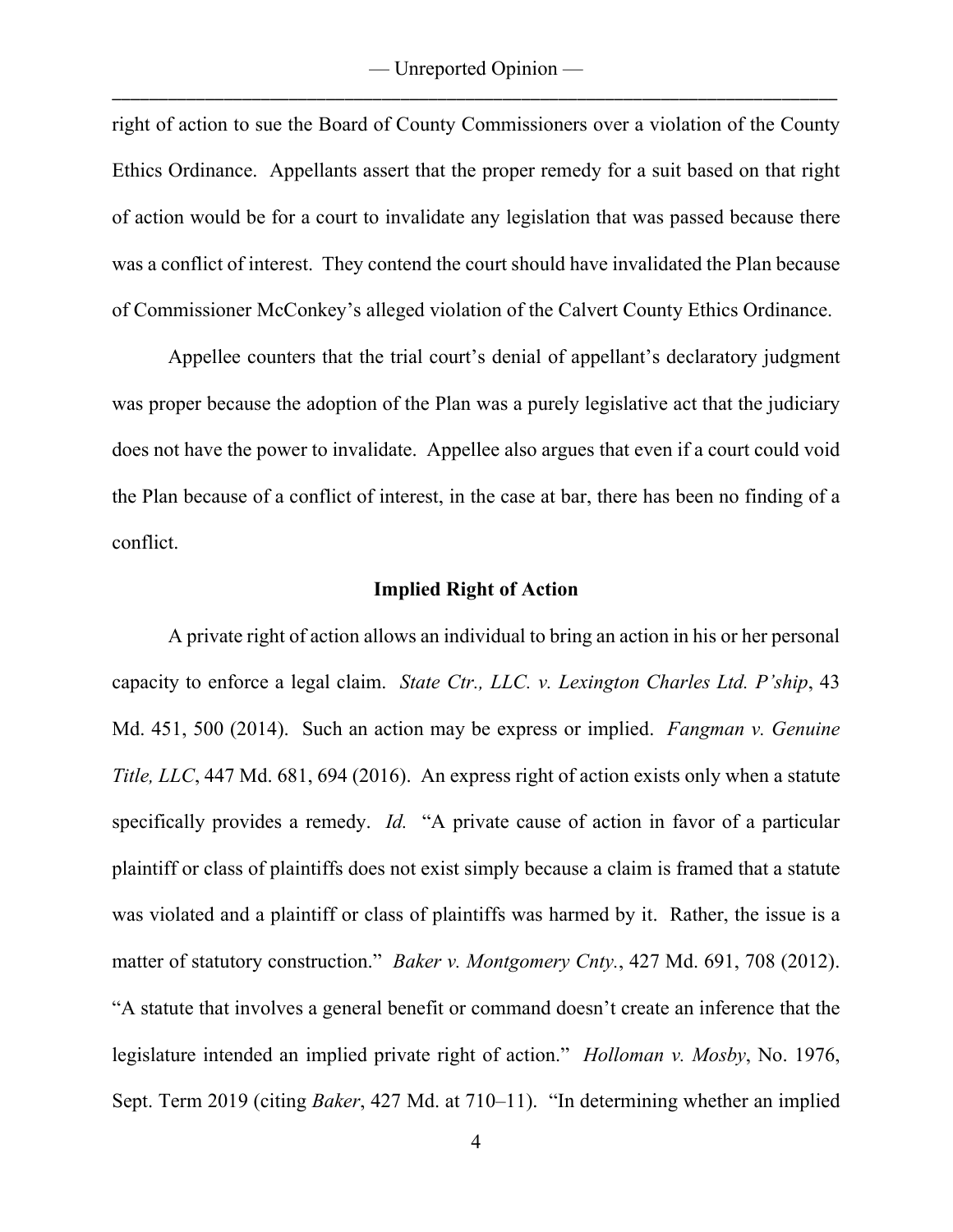right of action to sue the Board of County Commissioners over a violation of the County Ethics Ordinance. Appellants assert that the proper remedy for a suit based on that right of action would be for a court to invalidate any legislation that was passed because there was a conflict of interest. They contend the court should have invalidated the Plan because of Commissioner McConkey's alleged violation of the Calvert County Ethics Ordinance.

Appellee counters that the trial court's denial of appellant's declaratory judgment was proper because the adoption of the Plan was a purely legislative act that the judiciary does not have the power to invalidate. Appellee also argues that even if a court could void the Plan because of a conflict of interest, in the case at bar, there has been no finding of a conflict.

### Implied Right of Action

A private right of action allows an individual to bring an action in his or her personal capacity to enforce a legal claim. *State Ctr., LLC. v. Lexington Charles Ltd. P'ship*, 43 Md. 451, 500 (2014). Such an action may be express or implied. *Fangman v. Genuine Title, LLC*, 447 Md. 681, 694 (2016). An express right of action exists only when a statute specifically provides a remedy. *Id.* "A private cause of action in favor of a particular plaintiff or class of plaintiffs does not exist simply because a claim is framed that a statute was violated and a plaintiff or class of plaintiffs was harmed by it. Rather, the issue is a matter of statutory construction." *Baker v. Montgomery Cnty.*, 427 Md. 691, 708 (2012). "A statute that involves a general benefit or command doesn't create an inference that the legislature intended an implied private right of action." *Holloman v. Mosby*, No. 1976, Sept. Term 2019 (citing *Baker*, 427 Md. at 710–11). "In determining whether an implied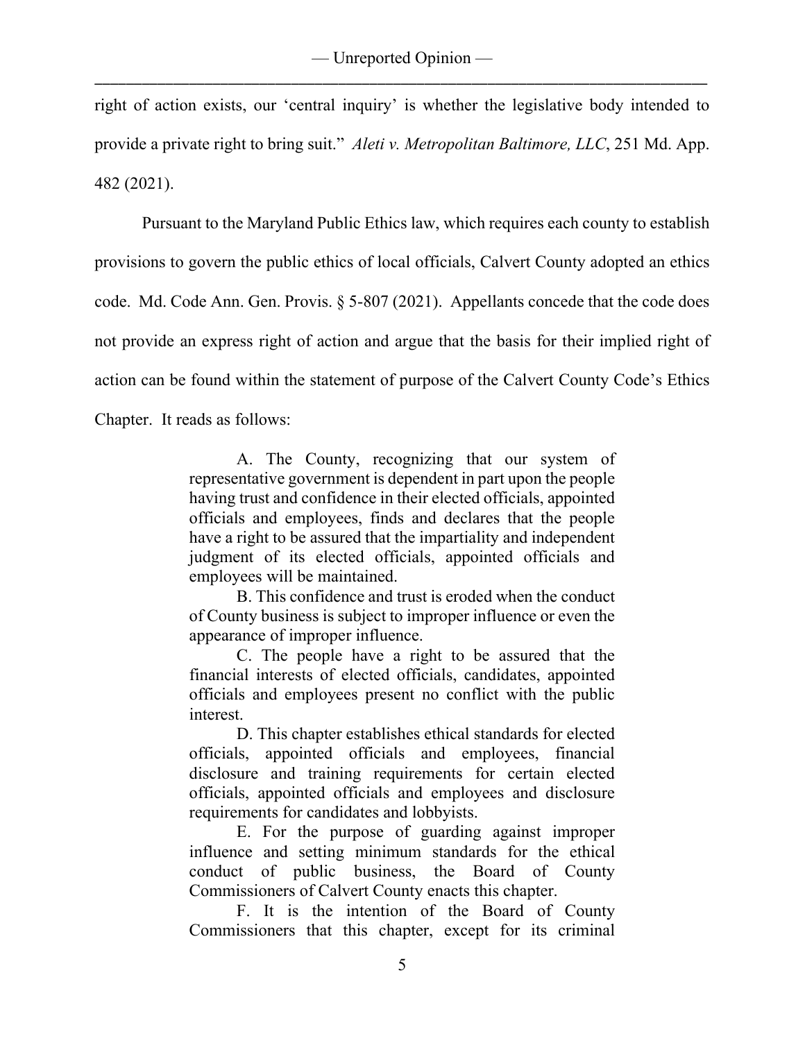right of action exists, our 'central inquiry' is whether the legislative body intended to provide a private right to bring suit." *Aleti v. Metropolitan Baltimore, LLC*, 251 Md. App. 482 (2021).

Pursuant to the Maryland Public Ethics law, which requires each county to establish provisions to govern the public ethics of local officials, Calvert County adopted an ethics code. Md. Code Ann. Gen. Provis. § 5-807 (2021). Appellants concede that the code does not provide an express right of action and argue that the basis for their implied right of action can be found within the statement of purpose of the Calvert County Code's Ethics Chapter. It reads as follows:

> A. The County, recognizing that our system of representative government is dependent in part upon the people having trust and confidence in their elected officials, appointed officials and employees, finds and declares that the people have a right to be assured that the impartiality and independent judgment of its elected officials, appointed officials and employees will be maintained.
>
> B. This confidence and trust is eroded when the conduct of County business is subject to improper influence or even the appearance of improper influence.
>
> C. The people have a right to be assured that the financial interests of elected officials, candidates, appointed officials and employees present no conflict with the public interest.
>
> D. This chapter establishes ethical standards for elected officials, appointed officials and employees, financial disclosure and training requirements for certain elected officials, appointed officials and employees and disclosure requirements for candidates and lobbyists.
>
> E. For the purpose of guarding against improper influence and setting minimum standards for the ethical conduct of public business, the Board of County Commissioners of Calvert County enacts this chapter.
>
> F. It is the intention of the Board of County Commissioners that this chapter, except for its criminal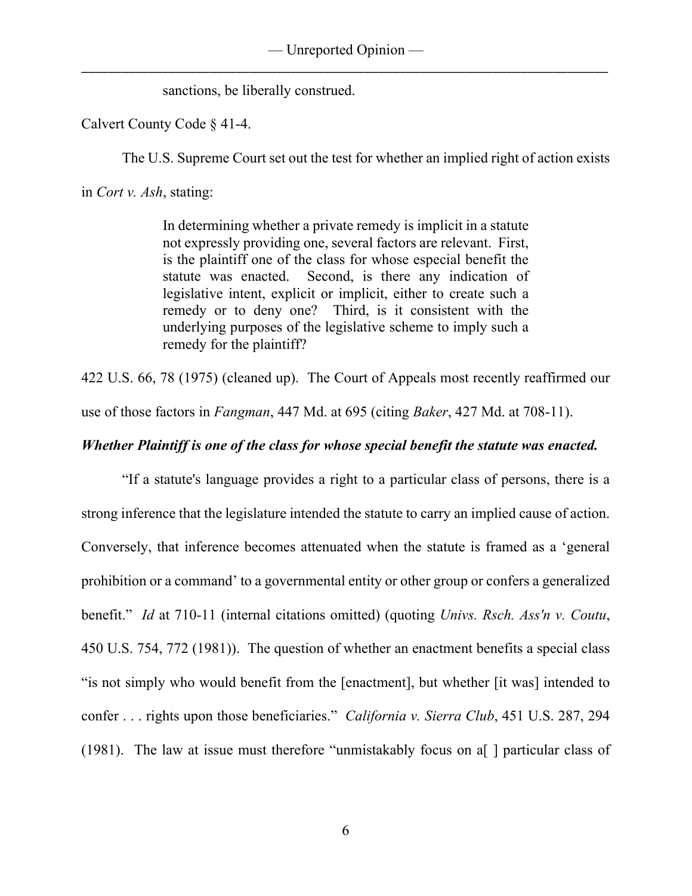sanctions, be liberally construed.

Calvert County Code § 41-4.

The U.S. Supreme Court set out the test for whether an implied right of action exists in *Cort v. Ash*, stating:

> In determining whether a private remedy is implicit in a statute not expressly providing one, several factors are relevant. First, is the plaintiff one of the class for whose especial benefit the statute was enacted. Second, is there any indication of legislative intent, explicit or implicit, either to create such a remedy or to deny one? Third, is it consistent with the underlying purposes of the legislative scheme to imply such a remedy for the plaintiff?

422 U.S. 66, 78 (1975) (cleaned up). The Court of Appeals most recently reaffirmed our use of those factors in *Fangman*, 447 Md. at 695 (citing *Baker*, 427 Md. at 708-11).

***Whether Plaintiff is one of the class for whose special benefit the statute was enacted.***

"If a statute's language provides a right to a particular class of persons, there is a strong inference that the legislature intended the statute to carry an implied cause of action. Conversely, that inference becomes attenuated when the statute is framed as a 'general prohibition or a command' to a governmental entity or other group or confers a generalized benefit." *Id* at 710-11 (internal citations omitted) (quoting *Univs. Rsch. Ass'n v. Coutu*, 450 U.S. 754, 772 (1981)). The question of whether an enactment benefits a special class "is not simply who would benefit from the [enactment], but whether [it was] intended to confer . . . rights upon those beneficiaries." *California v. Sierra Club*, 451 U.S. 287, 294 (1981). The law at issue must therefore "unmistakably focus on a[ ] particular class of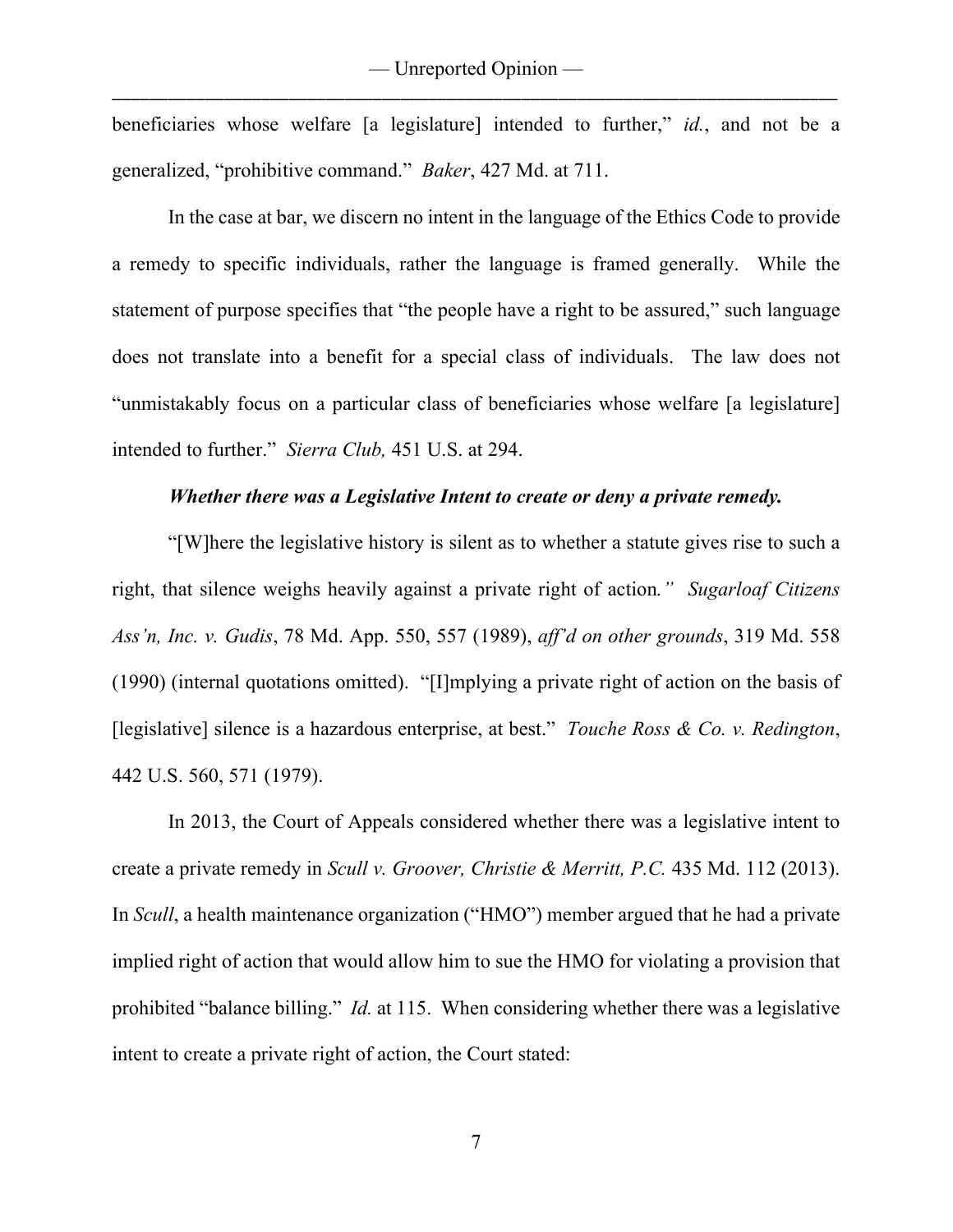beneficiaries whose welfare [a legislature] intended to further," *id.*, and not be a generalized, "prohibitive command." *Baker*, 427 Md. at 711.

In the case at bar, we discern no intent in the language of the Ethics Code to provide a remedy to specific individuals, rather the language is framed generally. While the statement of purpose specifies that "the people have a right to be assured," such language does not translate into a benefit for a special class of individuals. The law does not "unmistakably focus on a particular class of beneficiaries whose welfare [a legislature] intended to further." *Sierra Club,* 451 U.S. at 294.

***Whether there was a Legislative Intent to create or deny a private remedy.***

"[W]here the legislative history is silent as to whether a statute gives rise to such a right, that silence weighs heavily against a private right of action*."* *Sugarloaf Citizens Ass'n, Inc. v. Gudis*, 78 Md. App. 550, 557 (1989), *aff'd on other grounds*, 319 Md. 558 (1990) (internal quotations omitted). "[I]mplying a private right of action on the basis of [legislative] silence is a hazardous enterprise, at best." *Touche Ross & Co. v. Redington*, 442 U.S. 560, 571 (1979).

In 2013, the Court of Appeals considered whether there was a legislative intent to create a private remedy in *Scull v. Groover, Christie & Merritt, P.C.* 435 Md. 112 (2013). In *Scull*, a health maintenance organization ("HMO") member argued that he had a private implied right of action that would allow him to sue the HMO for violating a provision that prohibited "balance billing." *Id.* at 115. When considering whether there was a legislative intent to create a private right of action, the Court stated: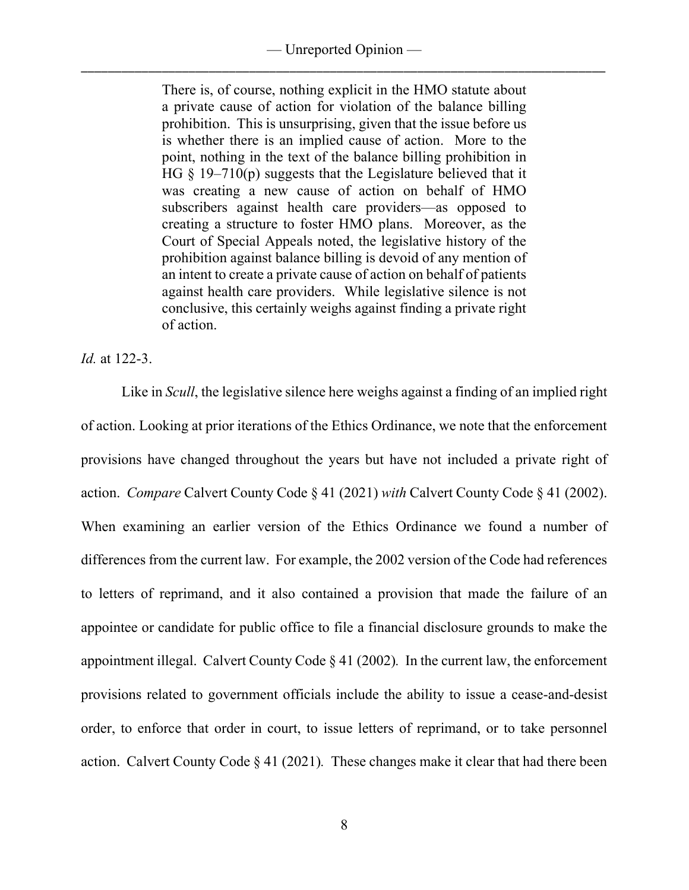> There is, of course, nothing explicit in the HMO statute about a private cause of action for violation of the balance billing prohibition. This is unsurprising, given that the issue before us is whether there is an implied cause of action. More to the point, nothing in the text of the balance billing prohibition in HG § 19–710(p) suggests that the Legislature believed that it was creating a new cause of action on behalf of HMO subscribers against health care providers—as opposed to creating a structure to foster HMO plans. Moreover, as the Court of Special Appeals noted, the legislative history of the prohibition against balance billing is devoid of any mention of an intent to create a private cause of action on behalf of patients against health care providers. While legislative silence is not conclusive, this certainly weighs against finding a private right of action.

*Id.* at 122-3.

Like in *Scull*, the legislative silence here weighs against a finding of an implied right of action. Looking at prior iterations of the Ethics Ordinance, we note that the enforcement provisions have changed throughout the years but have not included a private right of action. *Compare* Calvert County Code § 41 (2021) *with* Calvert County Code § 41 (2002). When examining an earlier version of the Ethics Ordinance we found a number of differences from the current law. For example, the 2002 version of the Code had references to letters of reprimand, and it also contained a provision that made the failure of an appointee or candidate for public office to file a financial disclosure grounds to make the appointment illegal. Calvert County Code § 41 (2002). In the current law, the enforcement provisions related to government officials include the ability to issue a cease-and-desist order, to enforce that order in court, to issue letters of reprimand, or to take personnel action. Calvert County Code § 41 (2021). These changes make it clear that had there been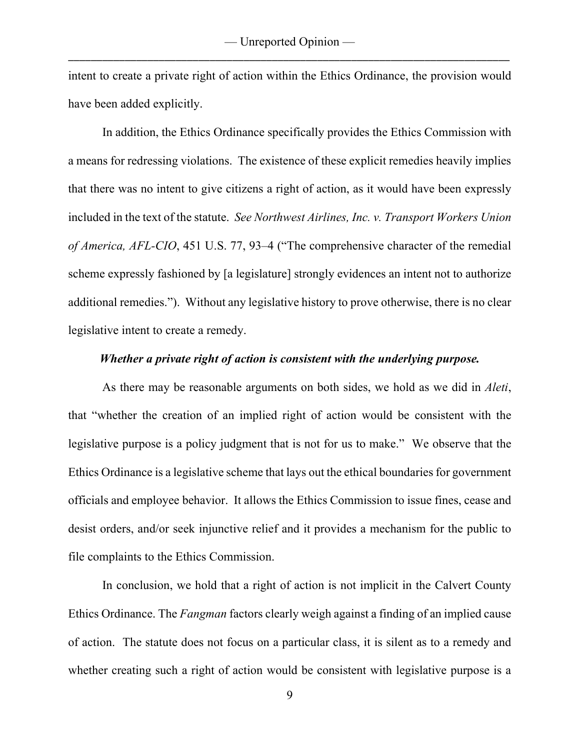intent to create a private right of action within the Ethics Ordinance, the provision would have been added explicitly.

In addition, the Ethics Ordinance specifically provides the Ethics Commission with a means for redressing violations. The existence of these explicit remedies heavily implies that there was no intent to give citizens a right of action, as it would have been expressly included in the text of the statute. *See Northwest Airlines, Inc. v. Transport Workers Union of America, AFL-CIO*, 451 U.S. 77, 93–4 ("The comprehensive character of the remedial scheme expressly fashioned by [a legislature] strongly evidences an intent not to authorize additional remedies."). Without any legislative history to prove otherwise, there is no clear legislative intent to create a remedy.

***Whether a private right of action is consistent with the underlying purpose.***

As there may be reasonable arguments on both sides, we hold as we did in *Aleti*, that "whether the creation of an implied right of action would be consistent with the legislative purpose is a policy judgment that is not for us to make." We observe that the Ethics Ordinance is a legislative scheme that lays out the ethical boundaries for government officials and employee behavior. It allows the Ethics Commission to issue fines, cease and desist orders, and/or seek injunctive relief and it provides a mechanism for the public to file complaints to the Ethics Commission.

In conclusion, we hold that a right of action is not implicit in the Calvert County Ethics Ordinance. The *Fangman* factors clearly weigh against a finding of an implied cause of action. The statute does not focus on a particular class, it is silent as to a remedy and whether creating such a right of action would be consistent with legislative purpose is a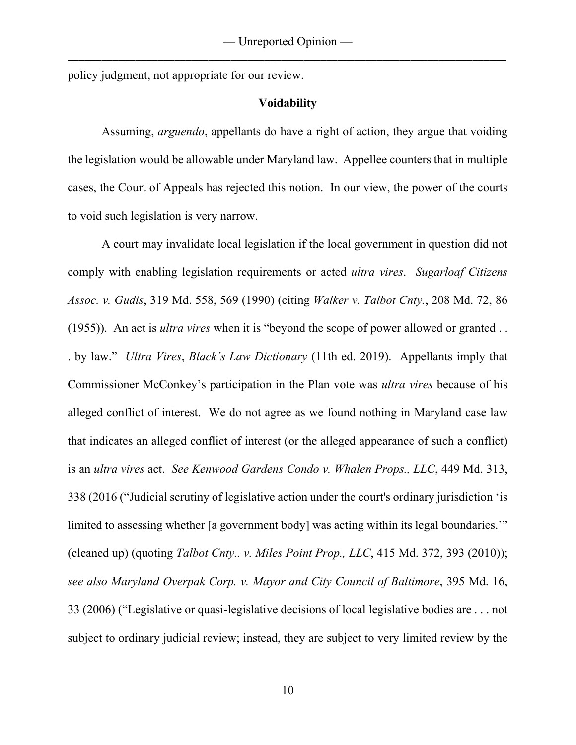policy judgment, not appropriate for our review.

**Voidability**

Assuming, *arguendo*, appellants do have a right of action, they argue that voiding the legislation would be allowable under Maryland law. Appellee counters that in multiple cases, the Court of Appeals has rejected this notion. In our view, the power of the courts to void such legislation is very narrow.

A court may invalidate local legislation if the local government in question did not comply with enabling legislation requirements or acted *ultra vires*. *Sugarloaf Citizens Assoc. v. Gudis*, 319 Md. 558, 569 (1990) (citing *Walker v. Talbot Cnty.*, 208 Md. 72, 86 (1955)). An act is *ultra vires* when it is "beyond the scope of power allowed or granted . . . by law." *Ultra Vires*, *Black's Law Dictionary* (11th ed. 2019). Appellants imply that Commissioner McConkey's participation in the Plan vote was *ultra vires* because of his alleged conflict of interest. We do not agree as we found nothing in Maryland case law that indicates an alleged conflict of interest (or the alleged appearance of such a conflict) is an *ultra vires* act. *See Kenwood Gardens Condo v. Whalen Props., LLC*, 449 Md. 313, 338 (2016 ("Judicial scrutiny of legislative action under the court's ordinary jurisdiction 'is limited to assessing whether [a government body] was acting within its legal boundaries.'" (cleaned up) (quoting *Talbot Cnty.. v. Miles Point Prop., LLC*, 415 Md. 372, 393 (2010)); *see also Maryland Overpak Corp. v. Mayor and City Council of Baltimore*, 395 Md. 16, 33 (2006) ("Legislative or quasi-legislative decisions of local legislative bodies are . . . not subject to ordinary judicial review; instead, they are subject to very limited review by the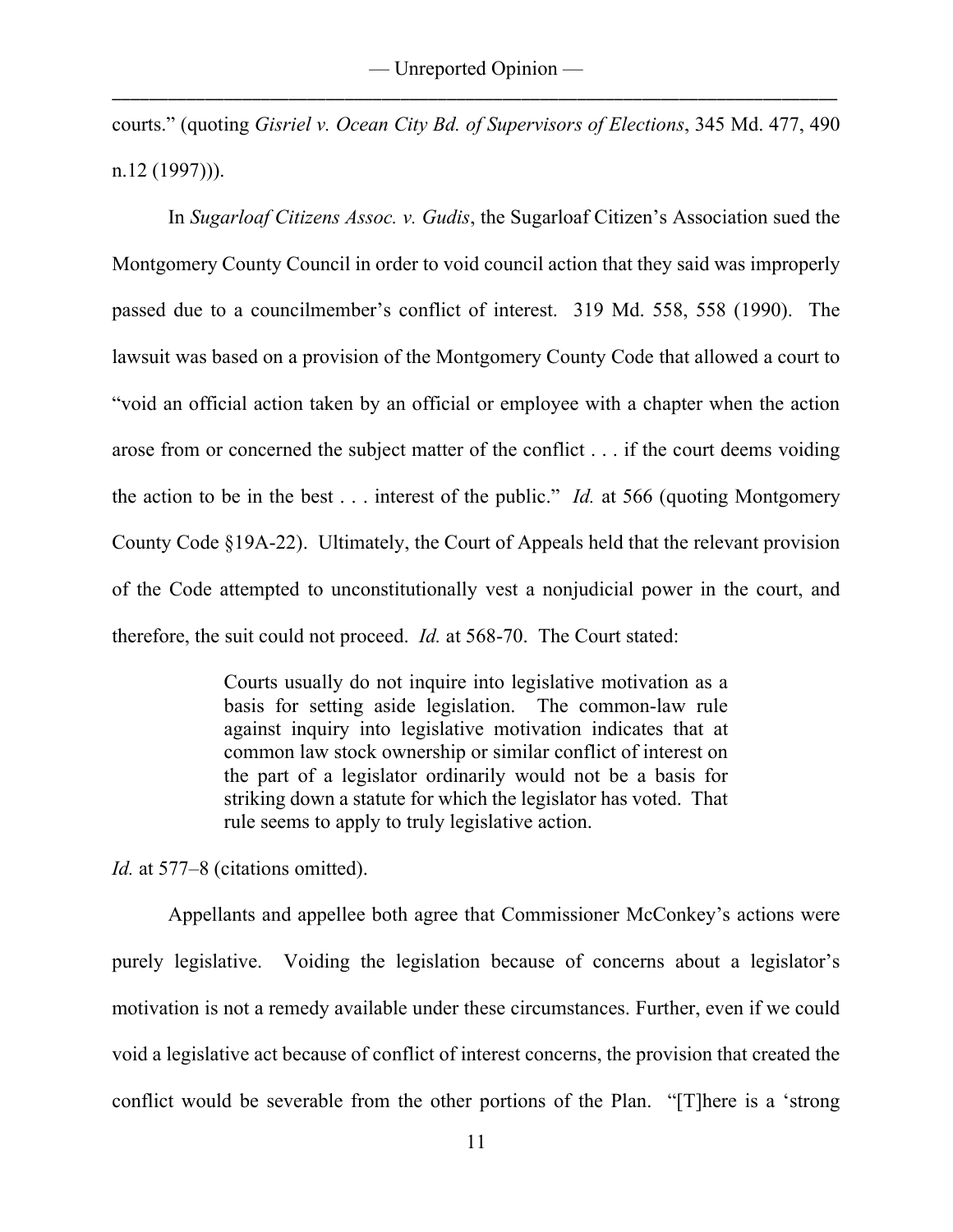courts." (quoting *Gisriel v. Ocean City Bd. of Supervisors of Elections*, 345 Md. 477, 490 n.12 (1997))).

In *Sugarloaf Citizens Assoc. v. Gudis*, the Sugarloaf Citizen's Association sued the Montgomery County Council in order to void council action that they said was improperly passed due to a councilmember's conflict of interest. 319 Md. 558, 558 (1990). The lawsuit was based on a provision of the Montgomery County Code that allowed a court to "void an official action taken by an official or employee with a chapter when the action arose from or concerned the subject matter of the conflict . . . if the court deems voiding the action to be in the best . . . interest of the public." *Id.* at 566 (quoting Montgomery County Code §19A-22). Ultimately, the Court of Appeals held that the relevant provision of the Code attempted to unconstitutionally vest a nonjudicial power in the court, and therefore, the suit could not proceed. *Id.* at 568-70. The Court stated:

> Courts usually do not inquire into legislative motivation as a basis for setting aside legislation. The common-law rule against inquiry into legislative motivation indicates that at common law stock ownership or similar conflict of interest on the part of a legislator ordinarily would not be a basis for striking down a statute for which the legislator has voted. That rule seems to apply to truly legislative action.

*Id.* at 577–8 (citations omitted).

Appellants and appellee both agree that Commissioner McConkey's actions were purely legislative. Voiding the legislation because of concerns about a legislator's motivation is not a remedy available under these circumstances. Further, even if we could void a legislative act because of conflict of interest concerns, the provision that created the conflict would be severable from the other portions of the Plan. "[T]here is a 'strong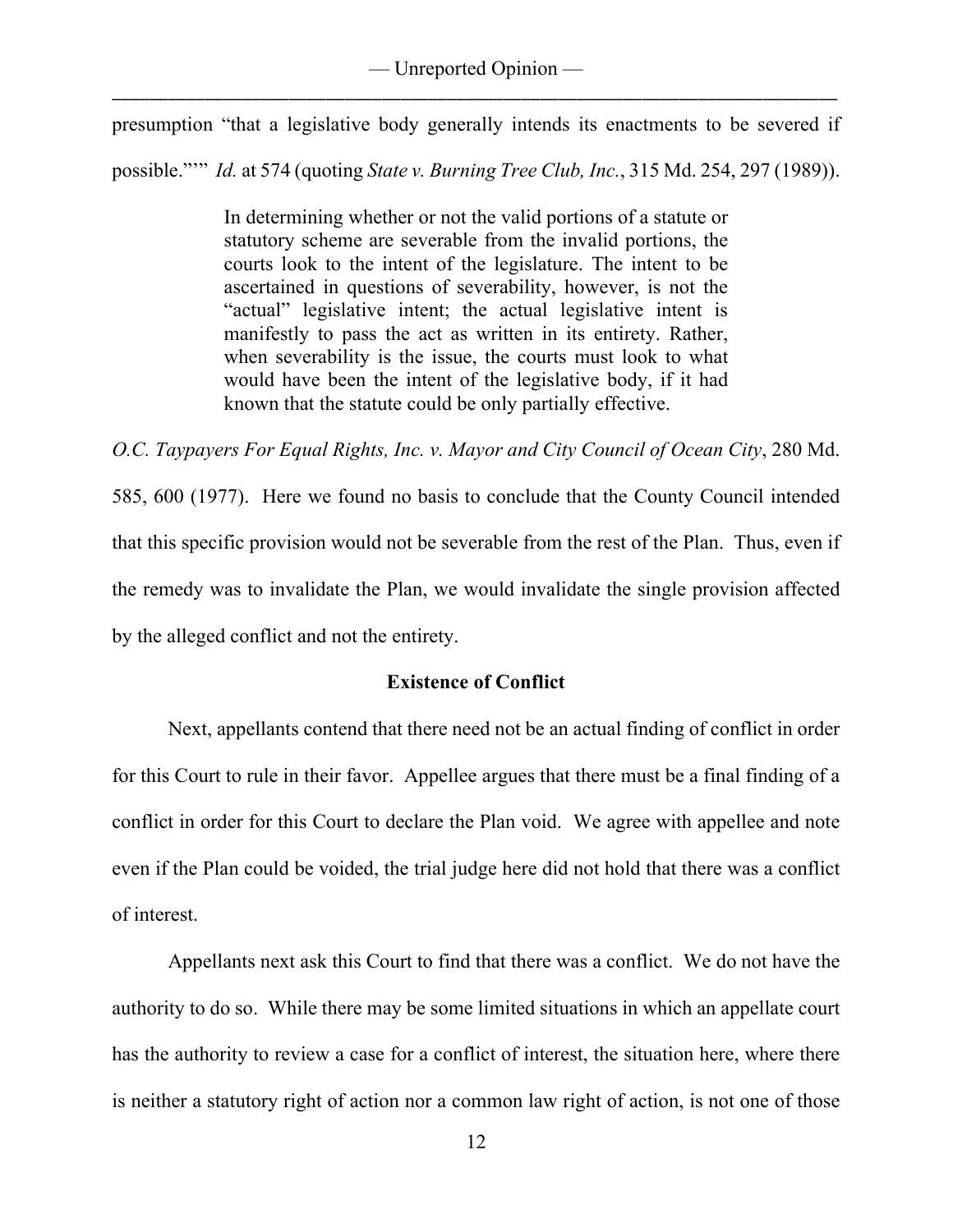presumption "that a legislative body generally intends its enactments to be severed if possible."'" *Id.* at 574 (quoting *State v. Burning Tree Club, Inc.*, 315 Md. 254, 297 (1989)).

> In determining whether or not the valid portions of a statute or statutory scheme are severable from the invalid portions, the courts look to the intent of the legislature. The intent to be ascertained in questions of severability, however, is not the "actual" legislative intent; the actual legislative intent is manifestly to pass the act as written in its entirety. Rather, when severability is the issue, the courts must look to what would have been the intent of the legislative body, if it had known that the statute could be only partially effective.

*O.C. Taypayers For Equal Rights, Inc. v. Mayor and City Council of Ocean City*, 280 Md. 585, 600 (1977). Here we found no basis to conclude that the County Council intended that this specific provision would not be severable from the rest of the Plan. Thus, even if the remedy was to invalidate the Plan, we would invalidate the single provision affected by the alleged conflict and not the entirety.

**Existence of Conflict**

Next, appellants contend that there need not be an actual finding of conflict in order for this Court to rule in their favor. Appellee argues that there must be a final finding of a conflict in order for this Court to declare the Plan void. We agree with appellee and note even if the Plan could be voided, the trial judge here did not hold that there was a conflict of interest.

Appellants next ask this Court to find that there was a conflict. We do not have the authority to do so. While there may be some limited situations in which an appellate court has the authority to review a case for a conflict of interest, the situation here, where there is neither a statutory right of action nor a common law right of action, is not one of those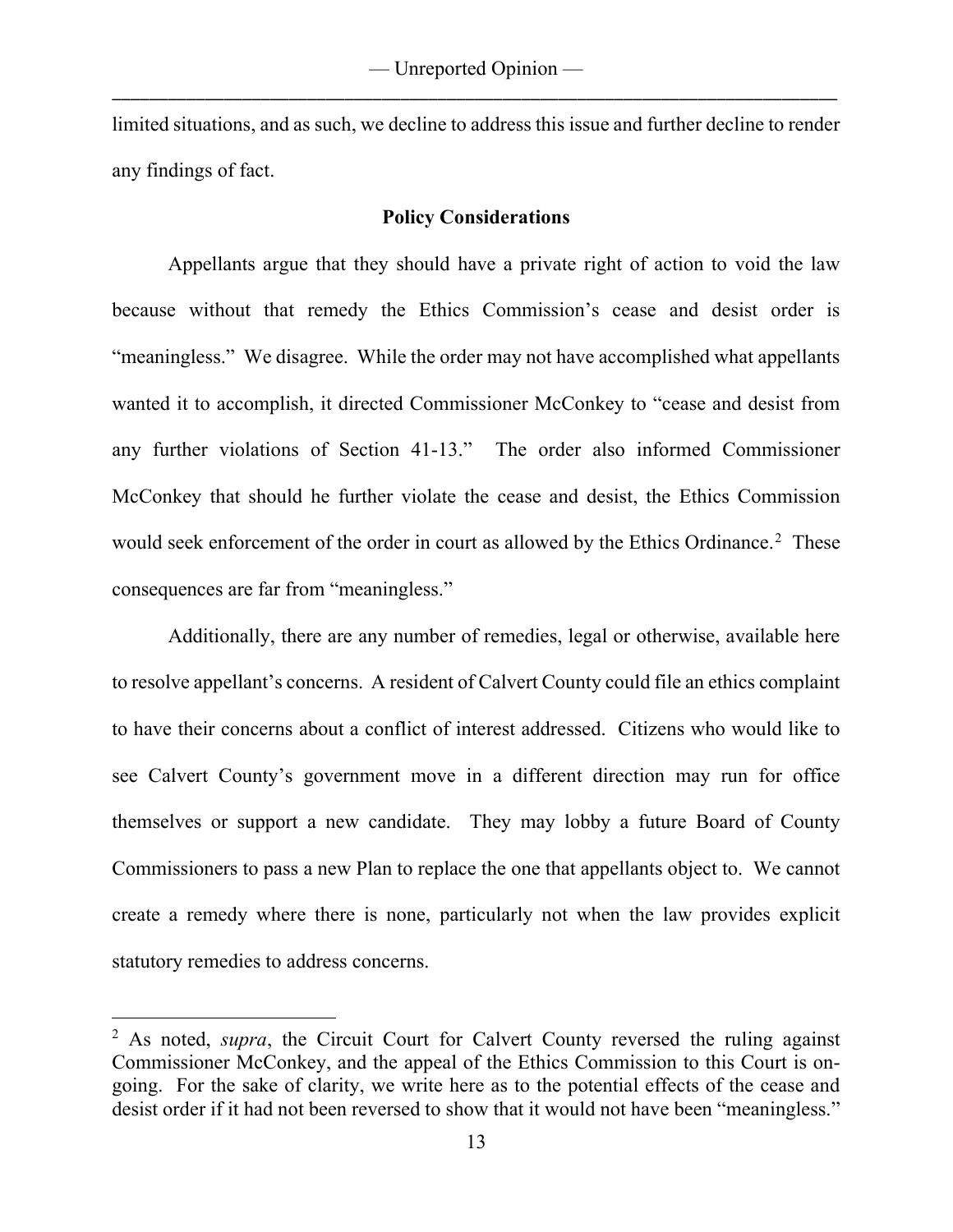limited situations, and as such, we decline to address this issue and further decline to render any findings of fact.

**Policy Considerations**

Appellants argue that they should have a private right of action to void the law because without that remedy the Ethics Commission's cease and desist order is "meaningless." We disagree. While the order may not have accomplished what appellants wanted it to accomplish, it directed Commissioner McConkey to "cease and desist from any further violations of Section 41-13." The order also informed Commissioner McConkey that should he further violate the cease and desist, the Ethics Commission would seek enforcement of the order in court as allowed by the Ethics Ordinance.[2] These consequences are far from "meaningless."

Additionally, there are any number of remedies, legal or otherwise, available here to resolve appellant's concerns. A resident of Calvert County could file an ethics complaint to have their concerns about a conflict of interest addressed. Citizens who would like to see Calvert County's government move in a different direction may run for office themselves or support a new candidate. They may lobby a future Board of County Commissioners to pass a new Plan to replace the one that appellants object to. We cannot create a remedy where there is none, particularly not when the law provides explicit statutory remedies to address concerns.

---

[2] As noted, *supra*, the Circuit Court for Calvert County reversed the ruling against Commissioner McConkey, and the appeal of the Ethics Commission to this Court is on-going. For the sake of clarity, we write here as to the potential effects of the cease and desist order if it had not been reversed to show that it would not have been "meaningless."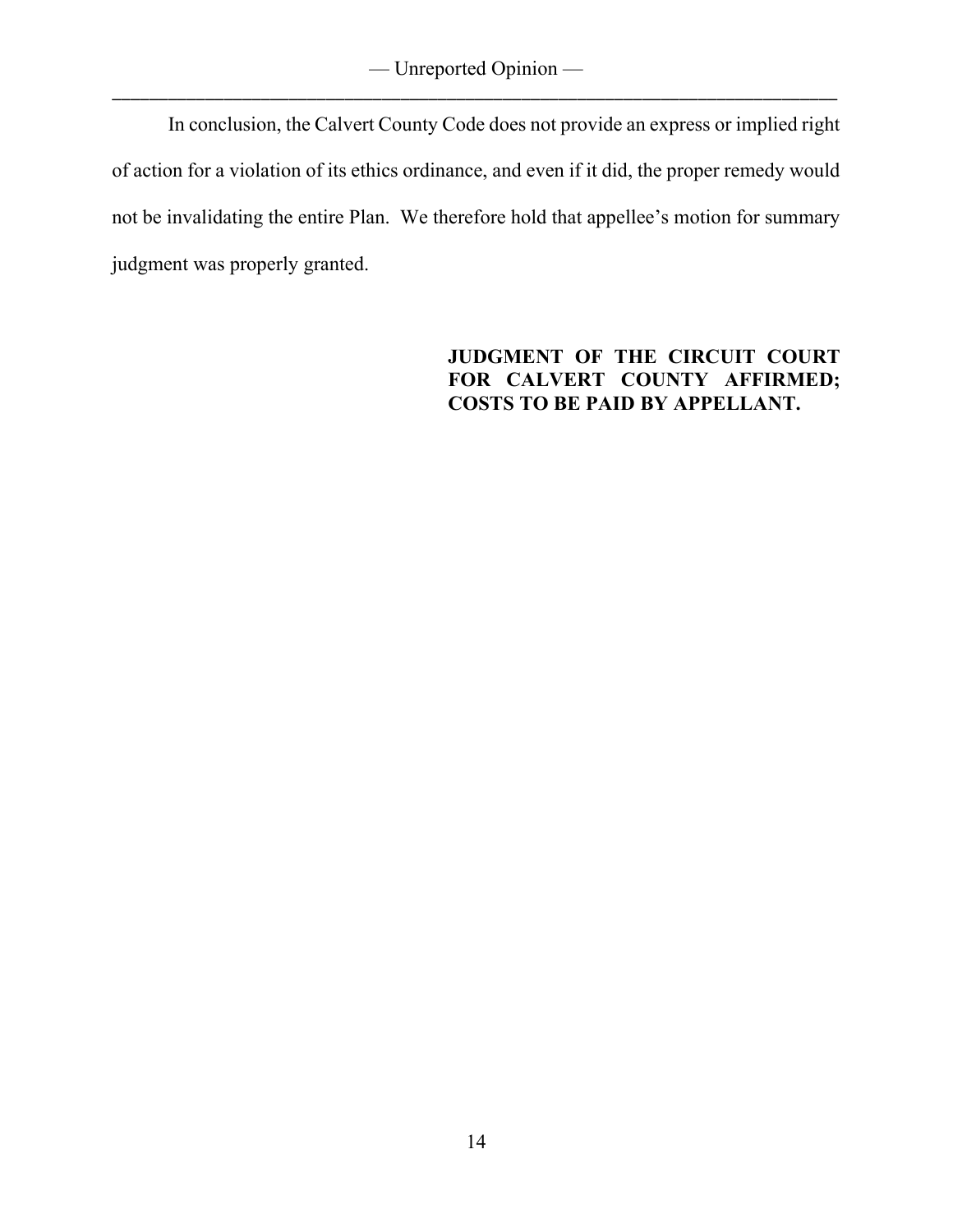In conclusion, the Calvert County Code does not provide an express or implied right of action for a violation of its ethics ordinance, and even if it did, the proper remedy would not be invalidating the entire Plan. We therefore hold that appellee's motion for summary judgment was properly granted.

**JUDGMENT OF THE CIRCUIT COURT FOR CALVERT COUNTY AFFIRMED; COSTS TO BE PAID BY APPELLANT.**